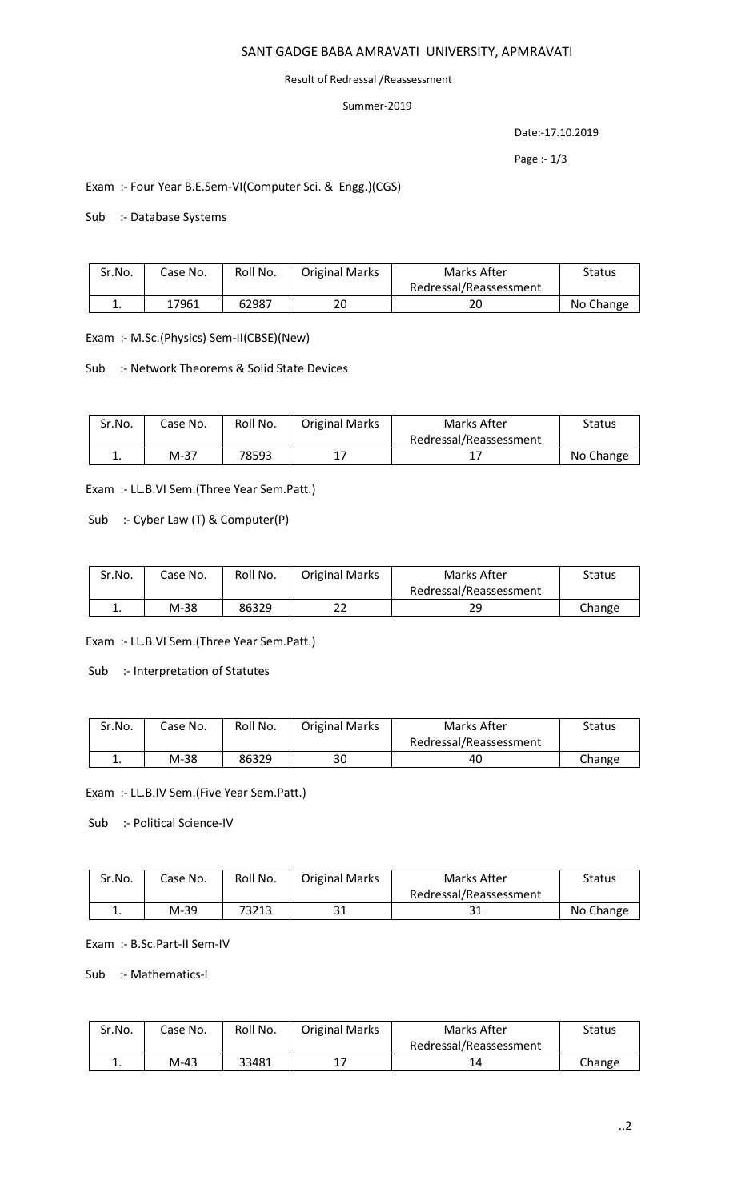# SANT GADGE BABA AMRAVATI UNIVERSITY, APMRAVATI

Result of Redressal /Reassessment

Summer-2019

Date:-17.10.2019

Exam :- Four Year B.E.Sem-VI(Computer Sci. & Engg.)(CGS)

Sub :- Database Systems

| Sr.No. | Case No. | Roll No. | Original Marks | Marks After Redressal/Reassessment | Status |
|---|---|---|---|---|---|
| 1. | 17961 | 62987 | 20 | 20 | No Change |

Exam :- M.Sc.(Physics) Sem-II(CBSE)(New)

Sub :- Network Theorems & Solid State Devices

| Sr.No. | Case No. | Roll No. | Original Marks | Marks After Redressal/Reassessment | Status |
|---|---|---|---|---|---|
| 1. | M-37 | 78593 | 17 | 17 | No Change |

Exam :- LL.B.VI Sem.(Three Year Sem.Patt.)

Sub :- Cyber Law (T) & Computer(P)

| Sr.No. | Case No. | Roll No. | Original Marks | Marks After Redressal/Reassessment | Status |
|---|---|---|---|---|---|
| 1. | M-38 | 86329 | 22 | 29 | Change |

Exam :- LL.B.VI Sem.(Three Year Sem.Patt.)

Sub :- Interpretation of Statutes

| Sr.No. | Case No. | Roll No. | Original Marks | Marks After Redressal/Reassessment | Status |
|---|---|---|---|---|---|
| 1. | M-38 | 86329 | 30 | 40 | Change |

Exam :- LL.B.IV Sem.(Five Year Sem.Patt.)

Sub :- Political Science-IV

| Sr.No. | Case No. | Roll No. | Original Marks | Marks After Redressal/Reassessment | Status |
|---|---|---|---|---|---|
| 1. | M-39 | 73213 | 31 | 31 | No Change |

Exam :- B.Sc.Part-II Sem-IV

Sub :- Mathematics-I

| Sr.No. | Case No. | Roll No. | Original Marks | Marks After Redressal/Reassessment | Status |
|---|---|---|---|---|---|
| 1. | M-43 | 33481 | 17 | 14 | Change |

..2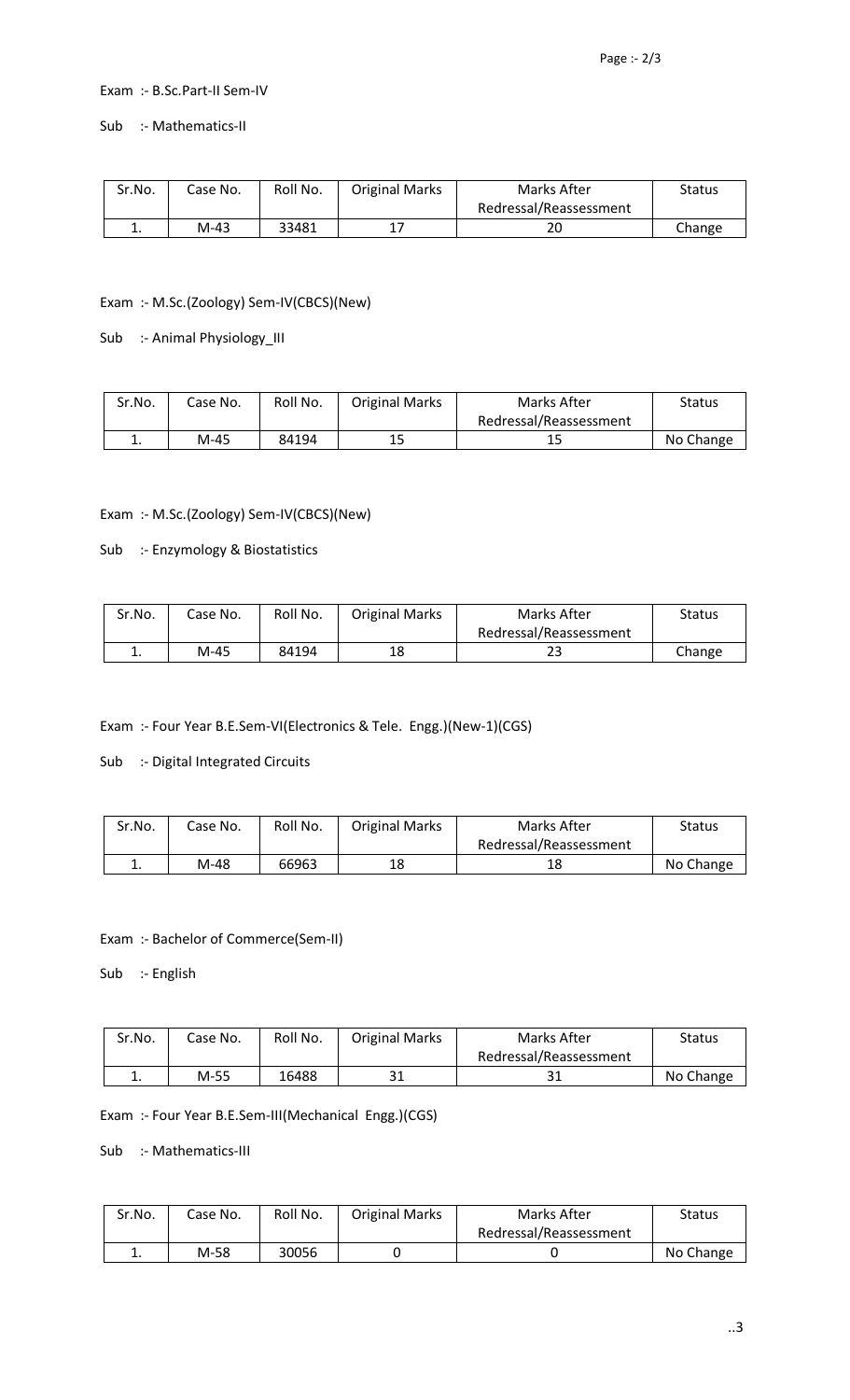Exam :- B.Sc.Part-II Sem-IV

Sub :- Mathematics-II

| Sr.No. | Case No. | Roll No. | Original Marks | Marks After Redressal/Reassessment | Status |
|---|---|---|---|---|---|
| 1. | M-43 | 33481 | 17 | 20 | Change |

Exam :- M.Sc.(Zoology) Sem-IV(CBCS)(New)

Sub :- Animal Physiology_III

| Sr.No. | Case No. | Roll No. | Original Marks | Marks After Redressal/Reassessment | Status |
|---|---|---|---|---|---|
| 1. | M-45 | 84194 | 15 | 15 | No Change |

Exam :- M.Sc.(Zoology) Sem-IV(CBCS)(New)

Sub :- Enzymology & Biostatistics

| Sr.No. | Case No. | Roll No. | Original Marks | Marks After Redressal/Reassessment | Status |
|---|---|---|---|---|---|
| 1. | M-45 | 84194 | 18 | 23 | Change |

Exam :- Four Year B.E.Sem-VI(Electronics & Tele. Engg.)(New-1)(CGS)

Sub :- Digital Integrated Circuits

| Sr.No. | Case No. | Roll No. | Original Marks | Marks After Redressal/Reassessment | Status |
|---|---|---|---|---|---|
| 1. | M-48 | 66963 | 18 | 18 | No Change |

Exam :- Bachelor of Commerce(Sem-II)

Sub :- English

| Sr.No. | Case No. | Roll No. | Original Marks | Marks After Redressal/Reassessment | Status |
|---|---|---|---|---|---|
| 1. | M-55 | 16488 | 31 | 31 | No Change |

Exam :- Four Year B.E.Sem-III(Mechanical Engg.)(CGS)

Sub :- Mathematics-III

| Sr.No. | Case No. | Roll No. | Original Marks | Marks After Redressal/Reassessment | Status |
|---|---|---|---|---|---|
| 1. | M-58 | 30056 | 0 | 0 | No Change |

..3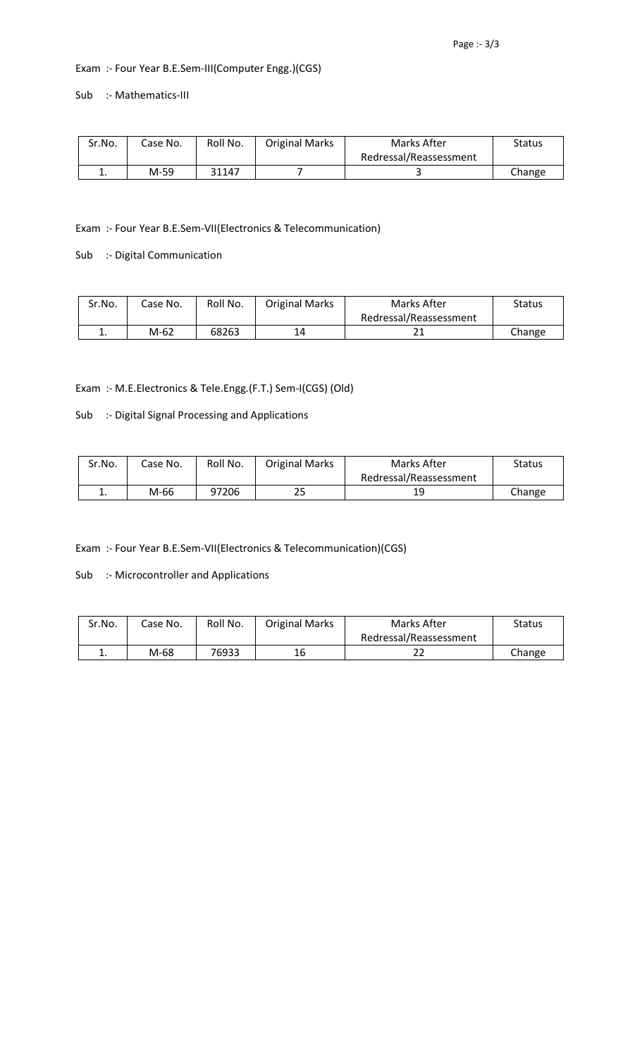Exam :- Four Year B.E.Sem-III(Computer Engg.)(CGS)

Sub :- Mathematics-III

| Sr.No. | Case No. | Roll No. | Original Marks | Marks After Redressal/Reassessment | Status |
|---|---|---|---|---|---|
| 1. | M-59 | 31147 | 7 | 3 | Change |

Exam :- Four Year B.E.Sem-VII(Electronics & Telecommunication)

Sub :- Digital Communication

| Sr.No. | Case No. | Roll No. | Original Marks | Marks After Redressal/Reassessment | Status |
|---|---|---|---|---|---|
| 1. | M-62 | 68263 | 14 | 21 | Change |

Exam :- M.E.Electronics & Tele.Engg.(F.T.) Sem-I(CGS) (Old)

Sub :- Digital Signal Processing and Applications

| Sr.No. | Case No. | Roll No. | Original Marks | Marks After Redressal/Reassessment | Status |
|---|---|---|---|---|---|
| 1. | M-66 | 97206 | 25 | 19 | Change |

Exam :- Four Year B.E.Sem-VII(Electronics & Telecommunication)(CGS)

Sub :- Microcontroller and Applications

| Sr.No. | Case No. | Roll No. | Original Marks | Marks After Redressal/Reassessment | Status |
|---|---|---|---|---|---|
| 1. | M-68 | 76933 | 16 | 22 | Change |